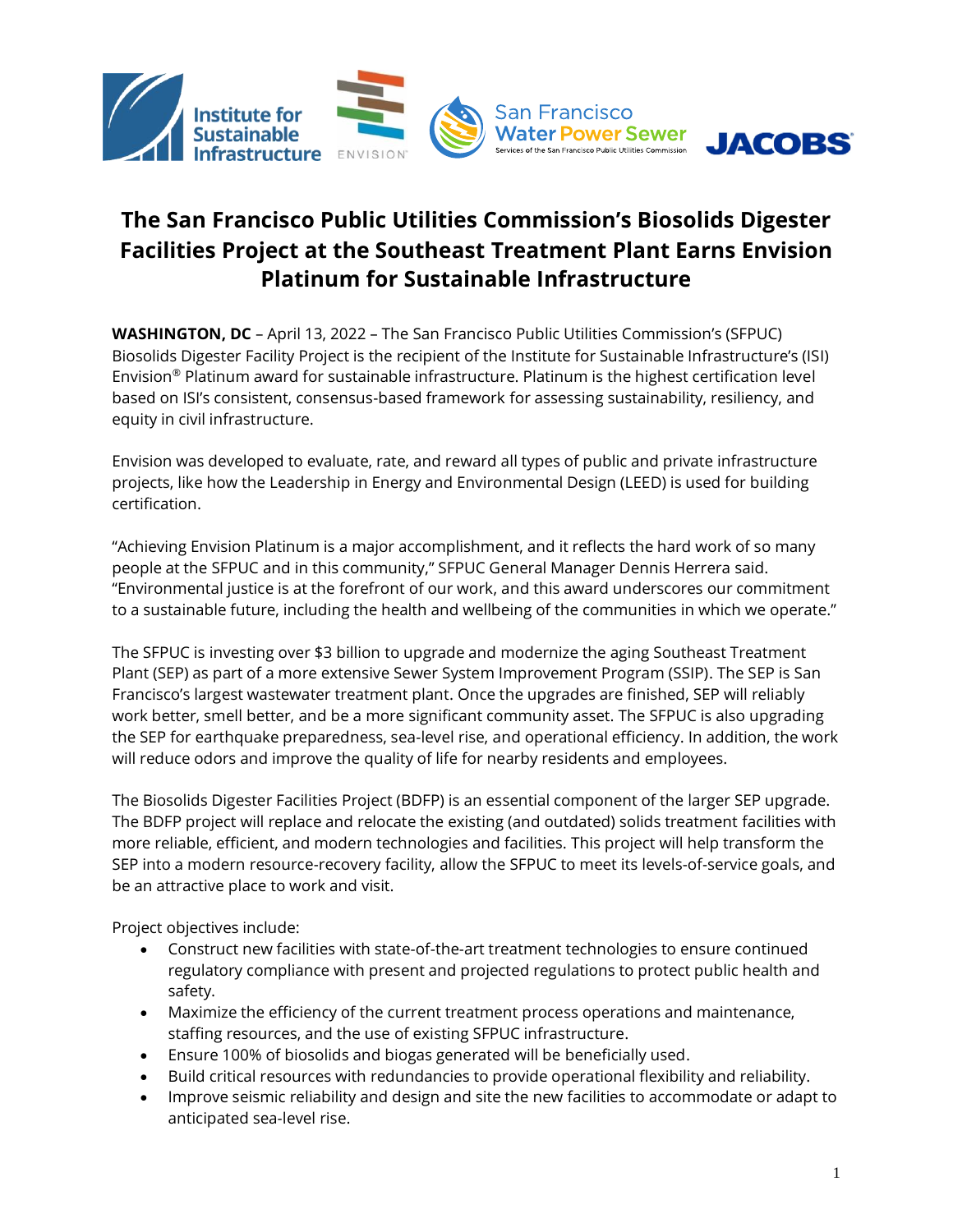# The San Francisco Public Utilities Commission's Biosolids Digester Facilities Project at the Southeast Treatment Plant Earns Envision Platinum for Sustainable Infrastructure

**WASHINGTON, DC** – April 13, 2022 – The San Francisco Public Utilities Commission's (SFPUC) Biosolids Digester Facility Project is the recipient of the Institute for Sustainable Infrastructure's (ISI) Envision® Platinum award for sustainable infrastructure. Platinum is the highest certification level based on ISI's consistent, consensus-based framework for assessing sustainability, resiliency, and equity in civil infrastructure.

Envision was developed to evaluate, rate, and reward all types of public and private infrastructure projects, like how the Leadership in Energy and Environmental Design (LEED) is used for building certification.

"Achieving Envision Platinum is a major accomplishment, and it reflects the hard work of so many people at the SFPUC and in this community," SFPUC General Manager Dennis Herrera said. "Environmental justice is at the forefront of our work, and this award underscores our commitment to a sustainable future, including the health and wellbeing of the communities in which we operate."

The SFPUC is investing over $3 billion to upgrade and modernize the aging Southeast Treatment Plant (SEP) as part of a more extensive Sewer System Improvement Program (SSIP). The SEP is San Francisco's largest wastewater treatment plant. Once the upgrades are finished, SEP will reliably work better, smell better, and be a more significant community asset. The SFPUC is also upgrading the SEP for earthquake preparedness, sea-level rise, and operational efficiency. In addition, the work will reduce odors and improve the quality of life for nearby residents and employees.

The Biosolids Digester Facilities Project (BDFP) is an essential component of the larger SEP upgrade. The BDFP project will replace and relocate the existing (and outdated) solids treatment facilities with more reliable, efficient, and modern technologies and facilities. This project will help transform the SEP into a modern resource-recovery facility, allow the SFPUC to meet its levels-of-service goals, and be an attractive place to work and visit.

Project objectives include:

- Construct new facilities with state-of-the-art treatment technologies to ensure continued regulatory compliance with present and projected regulations to protect public health and safety.
- Maximize the efficiency of the current treatment process operations and maintenance, staffing resources, and the use of existing SFPUC infrastructure.
- Ensure 100% of biosolids and biogas generated will be beneficially used.
- Build critical resources with redundancies to provide operational flexibility and reliability.
- Improve seismic reliability and design and site the new facilities to accommodate or adapt to anticipated sea-level rise.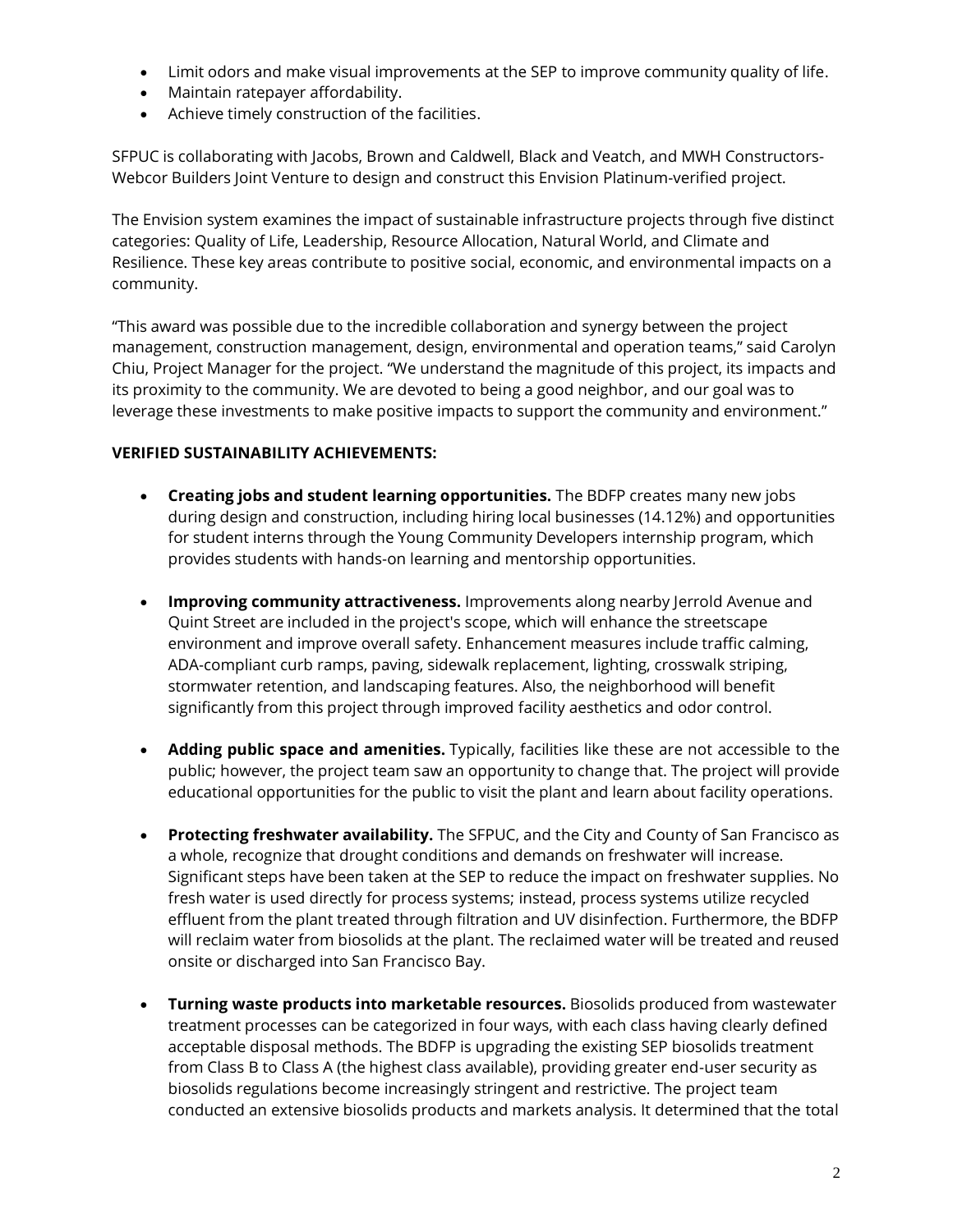- Limit odors and make visual improvements at the SEP to improve community quality of life.
- Maintain ratepayer affordability.
- Achieve timely construction of the facilities.

SFPUC is collaborating with Jacobs, Brown and Caldwell, Black and Veatch, and MWH Constructors-Webcor Builders Joint Venture to design and construct this Envision Platinum-verified project.

The Envision system examines the impact of sustainable infrastructure projects through five distinct categories: Quality of Life, Leadership, Resource Allocation, Natural World, and Climate and Resilience. These key areas contribute to positive social, economic, and environmental impacts on a community.

"This award was possible due to the incredible collaboration and synergy between the project management, construction management, design, environmental and operation teams," said Carolyn Chiu, Project Manager for the project. "We understand the magnitude of this project, its impacts and its proximity to the community. We are devoted to being a good neighbor, and our goal was to leverage these investments to make positive impacts to support the community and environment."

**VERIFIED SUSTAINABILITY ACHIEVEMENTS:**

- **Creating jobs and student learning opportunities.** The BDFP creates many new jobs during design and construction, including hiring local businesses (14.12%) and opportunities for student interns through the Young Community Developers internship program, which provides students with hands-on learning and mentorship opportunities.

- **Improving community attractiveness.** Improvements along nearby Jerrold Avenue and Quint Street are included in the project's scope, which will enhance the streetscape environment and improve overall safety. Enhancement measures include traffic calming, ADA-compliant curb ramps, paving, sidewalk replacement, lighting, crosswalk striping, stormwater retention, and landscaping features. Also, the neighborhood will benefit significantly from this project through improved facility aesthetics and odor control.

- **Adding public space and amenities.** Typically, facilities like these are not accessible to the public; however, the project team saw an opportunity to change that. The project will provide educational opportunities for the public to visit the plant and learn about facility operations.

- **Protecting freshwater availability.** The SFPUC, and the City and County of San Francisco as a whole, recognize that drought conditions and demands on freshwater will increase. Significant steps have been taken at the SEP to reduce the impact on freshwater supplies. No fresh water is used directly for process systems; instead, process systems utilize recycled effluent from the plant treated through filtration and UV disinfection. Furthermore, the BDFP will reclaim water from biosolids at the plant. The reclaimed water will be treated and reused onsite or discharged into San Francisco Bay.

- **Turning waste products into marketable resources.** Biosolids produced from wastewater treatment processes can be categorized in four ways, with each class having clearly defined acceptable disposal methods. The BDFP is upgrading the existing SEP biosolids treatment from Class B to Class A (the highest class available), providing greater end-user security as biosolids regulations become increasingly stringent and restrictive. The project team conducted an extensive biosolids products and markets analysis. It determined that the total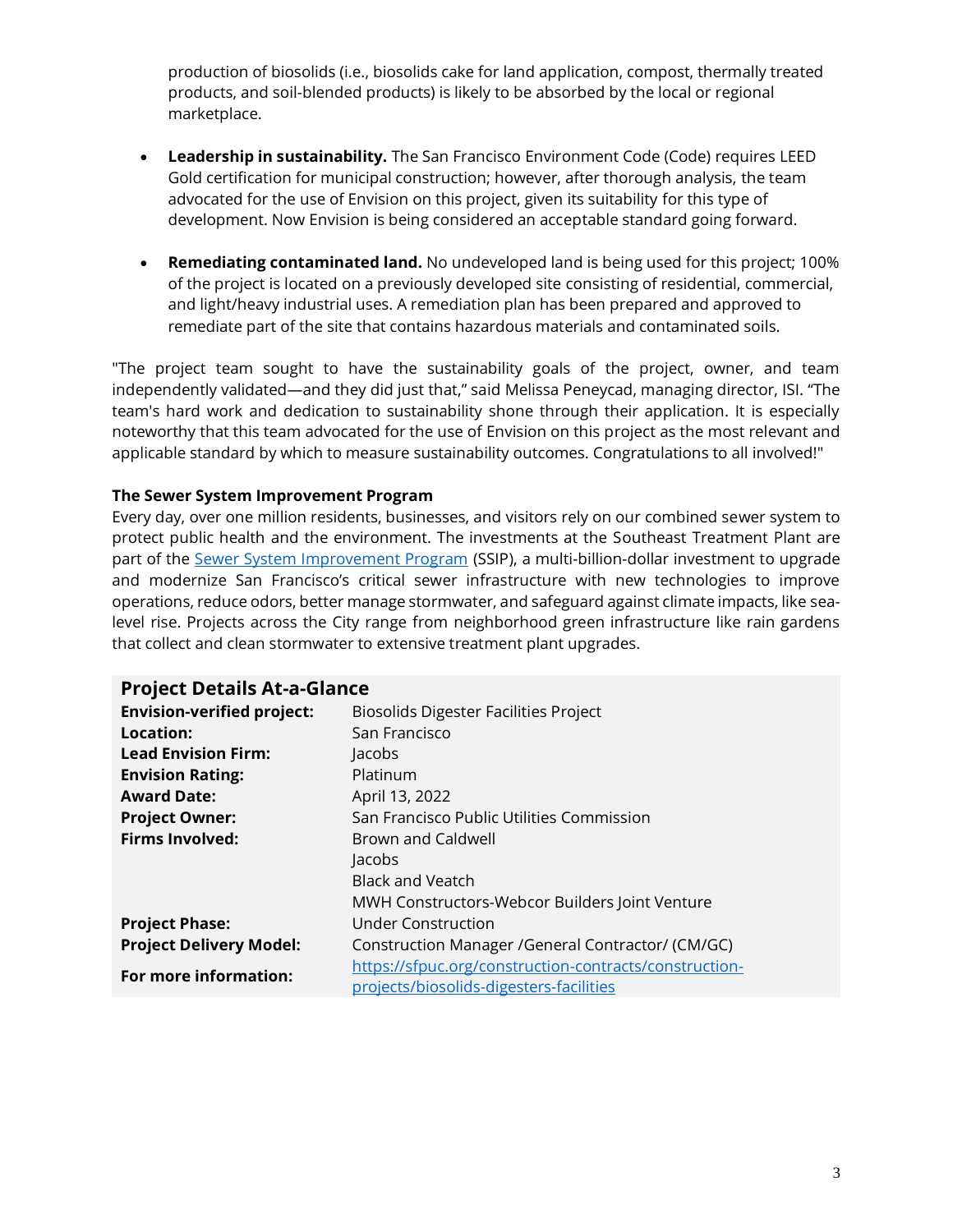production of biosolids (i.e., biosolids cake for land application, compost, thermally treated products, and soil-blended products) is likely to be absorbed by the local or regional marketplace.

- **Leadership in sustainability.** The San Francisco Environment Code (Code) requires LEED Gold certification for municipal construction; however, after thorough analysis, the team advocated for the use of Envision on this project, given its suitability for this type of development. Now Envision is being considered an acceptable standard going forward.

- **Remediating contaminated land.** No undeveloped land is being used for this project; 100% of the project is located on a previously developed site consisting of residential, commercial, and light/heavy industrial uses. A remediation plan has been prepared and approved to remediate part of the site that contains hazardous materials and contaminated soils.

"The project team sought to have the sustainability goals of the project, owner, and team independently validated—and they did just that," said Melissa Peneycad, managing director, ISI. "The team's hard work and dedication to sustainability shone through their application. It is especially noteworthy that this team advocated for the use of Envision on this project as the most relevant and applicable standard by which to measure sustainability outcomes. Congratulations to all involved!"

**The Sewer System Improvement Program**

Every day, over one million residents, businesses, and visitors rely on our combined sewer system to protect public health and the environment. The investments at the Southeast Treatment Plant are part of the [Sewer System Improvement Program](#) (SSIP), a multi-billion-dollar investment to upgrade and modernize San Francisco's critical sewer infrastructure with new technologies to improve operations, reduce odors, better manage stormwater, and safeguard against climate impacts, like sea-level rise. Projects across the City range from neighborhood green infrastructure like rain gardens that collect and clean stormwater to extensive treatment plant upgrades.

## Project Details At-a-Glance

| | |
|---|---|
| **Envision-verified project:** | Biosolids Digester Facilities Project |
| **Location:** | San Francisco |
| **Lead Envision Firm:** | Jacobs |
| **Envision Rating:** | Platinum |
| **Award Date:** | April 13, 2022 |
| **Project Owner:** | San Francisco Public Utilities Commission |
| **Firms Involved:** | Brown and Caldwell<br>Jacobs<br>Black and Veatch<br>MWH Constructors-Webcor Builders Joint Venture |
| **Project Phase:** | Under Construction |
| **Project Delivery Model:** | Construction Manager /General Contractor/ (CM/GC) |
| **For more information:** | https://sfpuc.org/construction-contracts/construction-projects/biosolids-digesters-facilities |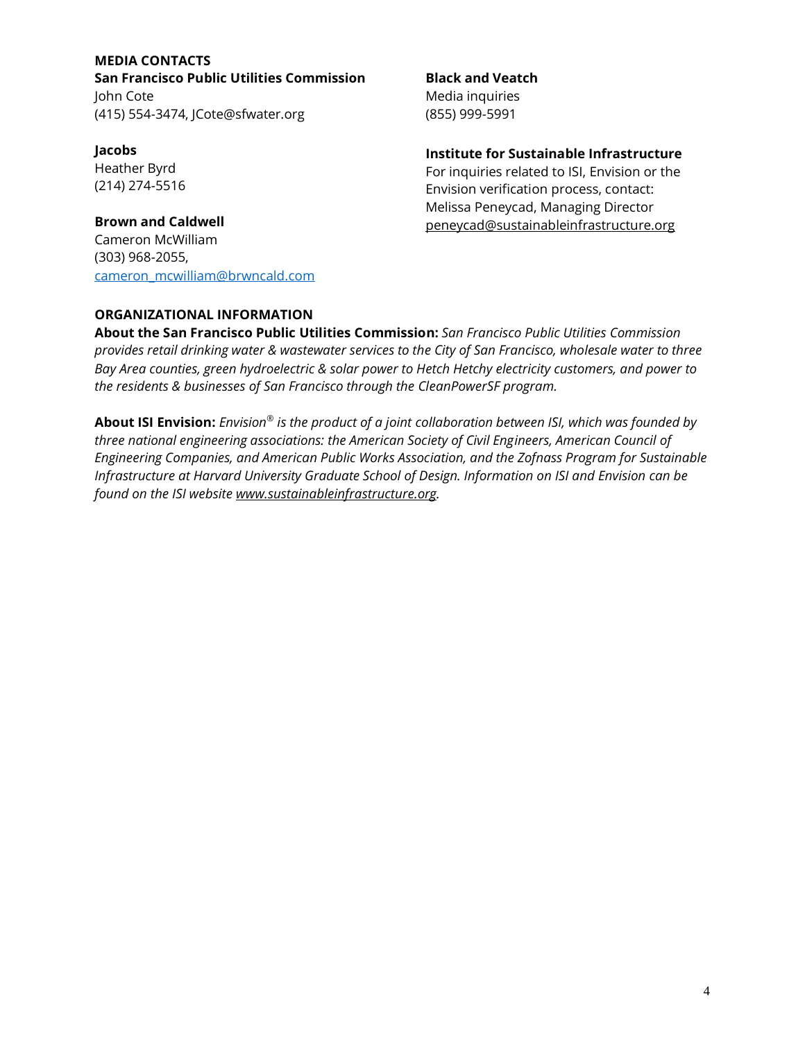**MEDIA CONTACTS**

**San Francisco Public Utilities Commission**
John Cote
(415) 554-3474, JCote@sfwater.org

**Jacobs**
Heather Byrd
(214) 274-5516

**Brown and Caldwell**
Cameron McWilliam
(303) 968-2055,
cameron_mcwilliam@brwncald.com

**Black and Veatch**
Media inquiries
(855) 999-5991

**Institute for Sustainable Infrastructure**
For inquiries related to ISI, Envision or the Envision verification process, contact:
Melissa Peneycad, Managing Director
peneycad@sustainableinfrastructure.org

**ORGANIZATIONAL INFORMATION**

**About the San Francisco Public Utilities Commission:** *San Francisco Public Utilities Commission provides retail drinking water & wastewater services to the City of San Francisco, wholesale water to three Bay Area counties, green hydroelectric & solar power to Hetch Hetchy electricity customers, and power to the residents & businesses of San Francisco through the CleanPowerSF program.*

**About ISI Envision:** *Envision® is the product of a joint collaboration between ISI, which was founded by three national engineering associations: the American Society of Civil Engineers, American Council of Engineering Companies, and American Public Works Association, and the Zofnass Program for Sustainable Infrastructure at Harvard University Graduate School of Design. Information on ISI and Envision can be found on the ISI website www.sustainableinfrastructure.org.*